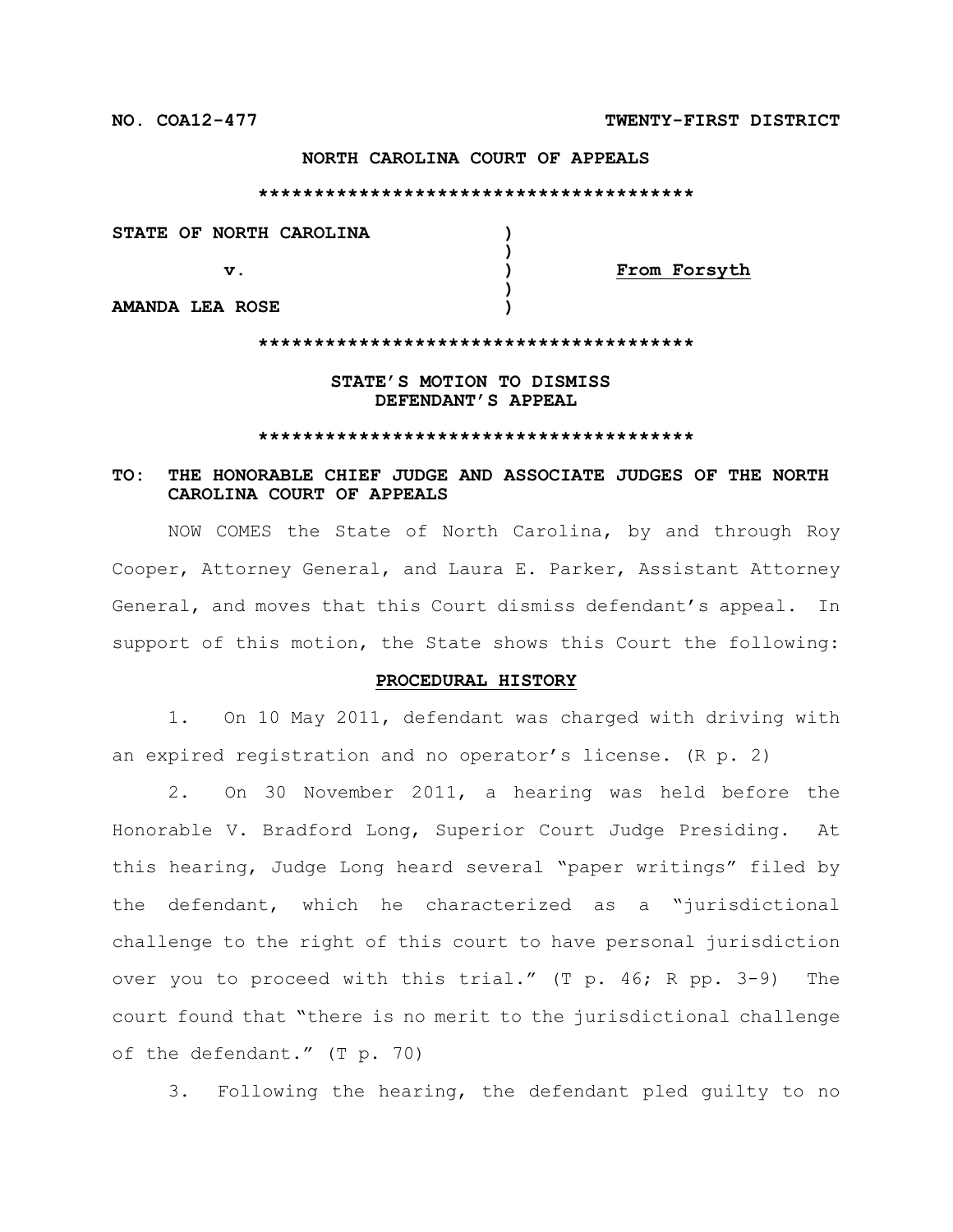**NO. COA12-477** **TWENTY-FIRST DISTRICT**

**NORTH CAROLINA COURT OF APPEALS**

****************************************

| | | |
|---|---|---|
| **STATE OF NORTH CAROLINA** | ) | |
| | ) | |
| **v.** | ) | **From Forsyth** |
| | ) | |
| **AMANDA LEA ROSE** | ) | |

****************************************

**STATE'S MOTION TO DISMISS DEFENDANT'S APPEAL**

****************************************

**TO: THE HONORABLE CHIEF JUDGE AND ASSOCIATE JUDGES OF THE NORTH CAROLINA COURT OF APPEALS**

NOW COMES the State of North Carolina, by and through Roy Cooper, Attorney General, and Laura E. Parker, Assistant Attorney General, and moves that this Court dismiss defendant's appeal. In support of this motion, the State shows this Court the following:

**PROCEDURAL HISTORY**

1. On 10 May 2011, defendant was charged with driving with an expired registration and no operator's license. (R p. 2)

2. On 30 November 2011, a hearing was held before the Honorable V. Bradford Long, Superior Court Judge Presiding. At this hearing, Judge Long heard several "paper writings" filed by the defendant, which he characterized as a "jurisdictional challenge to the right of this court to have personal jurisdiction over you to proceed with this trial." (T p. 46; R pp. 3-9) The court found that "there is no merit to the jurisdictional challenge of the defendant." (T p. 70)

3. Following the hearing, the defendant pled guilty to no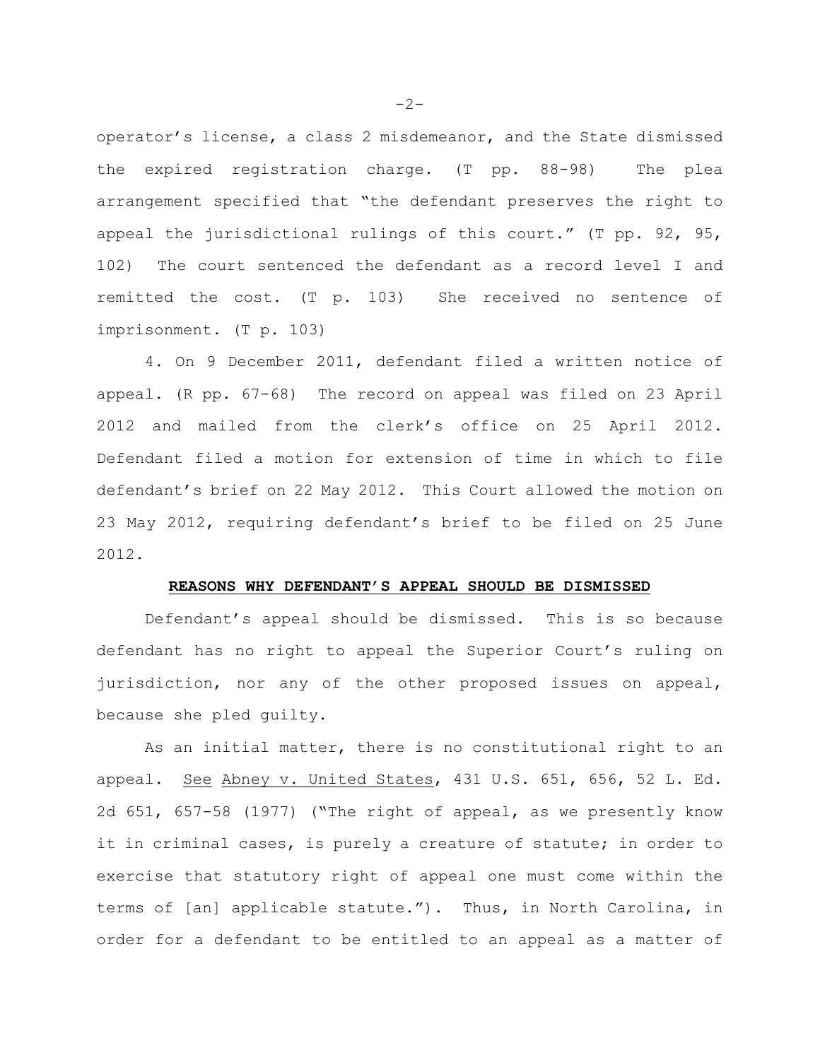operator's license, a class 2 misdemeanor, and the State dismissed the expired registration charge. (T pp. 88-98) The plea arrangement specified that "the defendant preserves the right to appeal the jurisdictional rulings of this court." (T pp. 92, 95, 102) The court sentenced the defendant as a record level I and remitted the cost. (T p. 103) She received no sentence of imprisonment. (T p. 103)

4. On 9 December 2011, defendant filed a written notice of appeal. (R pp. 67-68) The record on appeal was filed on 23 April 2012 and mailed from the clerk's office on 25 April 2012. Defendant filed a motion for extension of time in which to file defendant's brief on 22 May 2012. This Court allowed the motion on 23 May 2012, requiring defendant's brief to be filed on 25 June 2012.

**REASONS WHY DEFENDANT'S APPEAL SHOULD BE DISMISSED**

Defendant's appeal should be dismissed. This is so because defendant has no right to appeal the Superior Court's ruling on jurisdiction, nor any of the other proposed issues on appeal, because she pled guilty.

As an initial matter, there is no constitutional right to an appeal. See Abney v. United States, 431 U.S. 651, 656, 52 L. Ed. 2d 651, 657-58 (1977) ("The right of appeal, as we presently know it in criminal cases, is purely a creature of statute; in order to exercise that statutory right of appeal one must come within the terms of [an] applicable statute."). Thus, in North Carolina, in order for a defendant to be entitled to an appeal as a matter of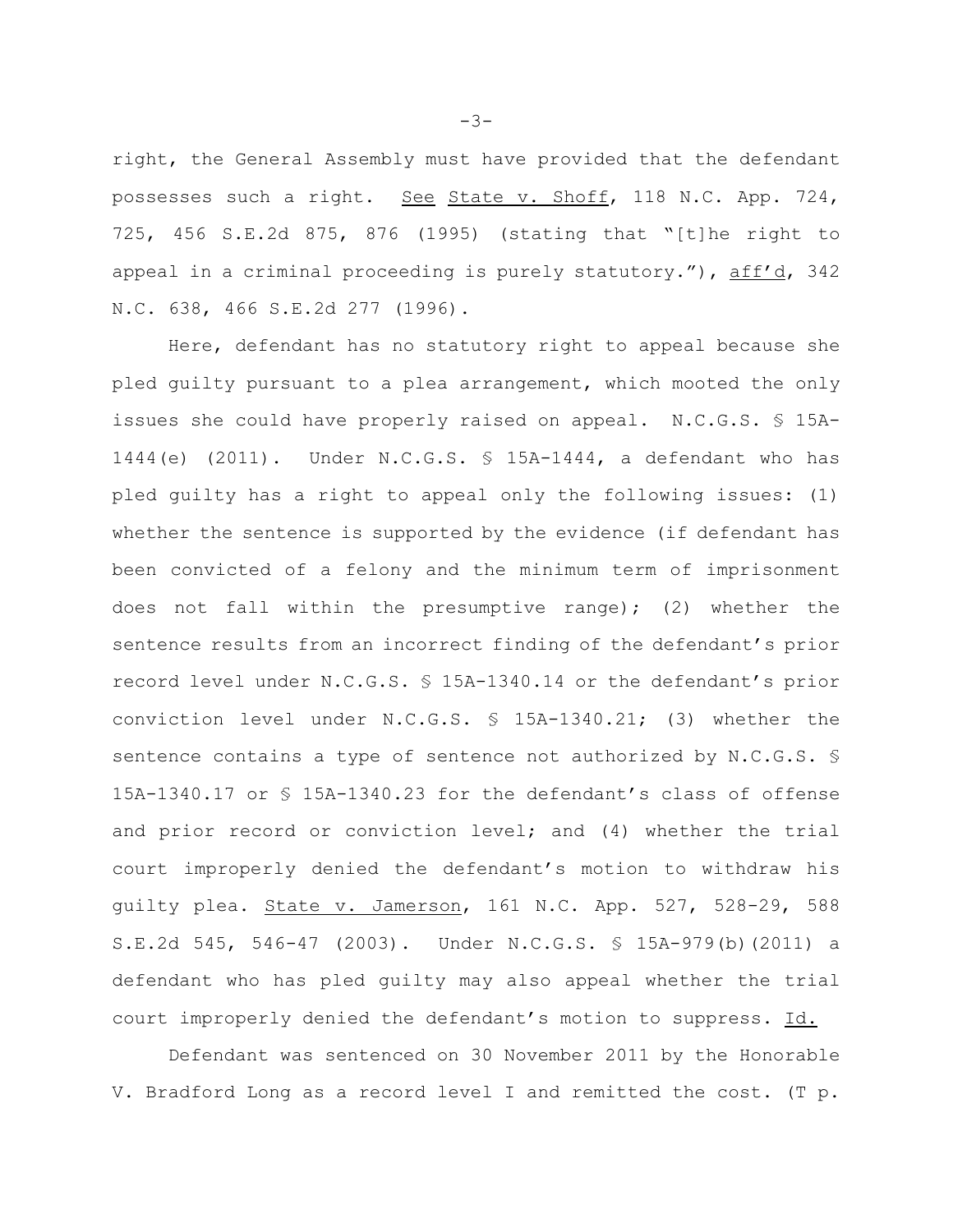right, the General Assembly must have provided that the defendant possesses such a right. See State v. Shoff, 118 N.C. App. 724, 725, 456 S.E.2d 875, 876 (1995) (stating that "[t]he right to appeal in a criminal proceeding is purely statutory."), aff'd, 342 N.C. 638, 466 S.E.2d 277 (1996).

Here, defendant has no statutory right to appeal because she pled guilty pursuant to a plea arrangement, which mooted the only issues she could have properly raised on appeal. N.C.G.S. § 15A-1444(e) (2011). Under N.C.G.S. § 15A-1444, a defendant who has pled guilty has a right to appeal only the following issues: (1) whether the sentence is supported by the evidence (if defendant has been convicted of a felony and the minimum term of imprisonment does not fall within the presumptive range); (2) whether the sentence results from an incorrect finding of the defendant's prior record level under N.C.G.S. § 15A-1340.14 or the defendant's prior conviction level under N.C.G.S. § 15A-1340.21; (3) whether the sentence contains a type of sentence not authorized by N.C.G.S. § 15A-1340.17 or § 15A-1340.23 for the defendant's class of offense and prior record or conviction level; and (4) whether the trial court improperly denied the defendant's motion to withdraw his guilty plea. State v. Jamerson, 161 N.C. App. 527, 528-29, 588 S.E.2d 545, 546-47 (2003). Under N.C.G.S. § 15A-979(b)(2011) a defendant who has pled guilty may also appeal whether the trial court improperly denied the defendant's motion to suppress. Id.

Defendant was sentenced on 30 November 2011 by the Honorable V. Bradford Long as a record level I and remitted the cost. (T p.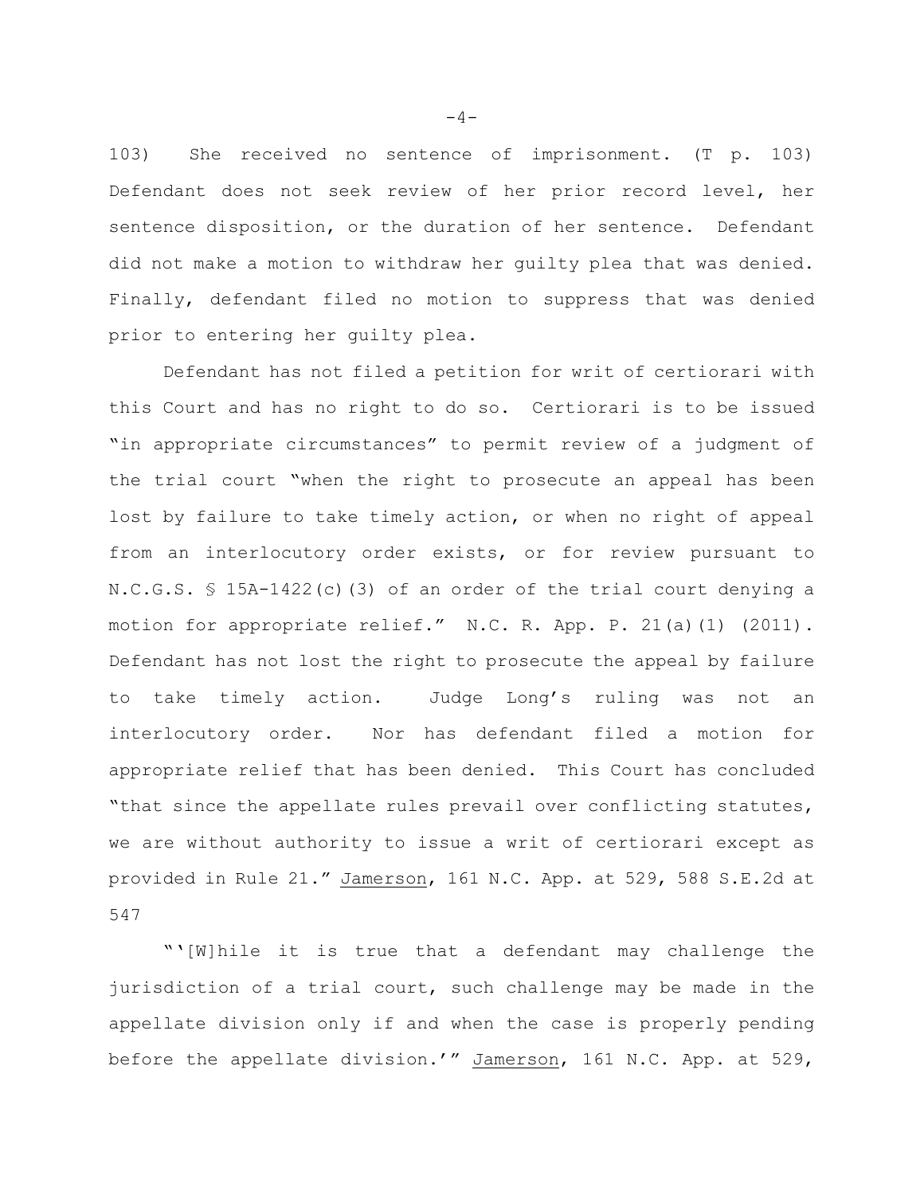103) She received no sentence of imprisonment. (T p. 103) Defendant does not seek review of her prior record level, her sentence disposition, or the duration of her sentence. Defendant did not make a motion to withdraw her guilty plea that was denied. Finally, defendant filed no motion to suppress that was denied prior to entering her guilty plea.

Defendant has not filed a petition for writ of certiorari with this Court and has no right to do so. Certiorari is to be issued "in appropriate circumstances" to permit review of a judgment of the trial court "when the right to prosecute an appeal has been lost by failure to take timely action, or when no right of appeal from an interlocutory order exists, or for review pursuant to N.C.G.S. § 15A-1422(c)(3) of an order of the trial court denying a motion for appropriate relief." N.C. R. App. P. 21(a)(1) (2011). Defendant has not lost the right to prosecute the appeal by failure to take timely action. Judge Long's ruling was not an interlocutory order. Nor has defendant filed a motion for appropriate relief that has been denied. This Court has concluded "that since the appellate rules prevail over conflicting statutes, we are without authority to issue a writ of certiorari except as provided in Rule 21." Jamerson, 161 N.C. App. at 529, 588 S.E.2d at 547

"'[W]hile it is true that a defendant may challenge the jurisdiction of a trial court, such challenge may be made in the appellate division only if and when the case is properly pending before the appellate division.'" Jamerson, 161 N.C. App. at 529,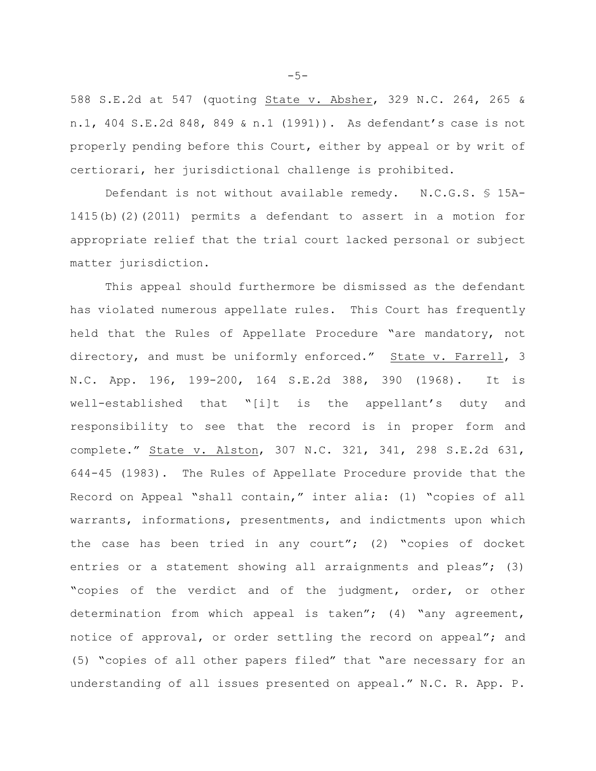588 S.E.2d at 547 (quoting State v. Absher, 329 N.C. 264, 265 & n.1, 404 S.E.2d 848, 849 & n.1 (1991)). As defendant's case is not properly pending before this Court, either by appeal or by writ of certiorari, her jurisdictional challenge is prohibited.

Defendant is not without available remedy. N.C.G.S. § 15A-1415(b)(2)(2011) permits a defendant to assert in a motion for appropriate relief that the trial court lacked personal or subject matter jurisdiction.

This appeal should furthermore be dismissed as the defendant has violated numerous appellate rules. This Court has frequently held that the Rules of Appellate Procedure "are mandatory, not directory, and must be uniformly enforced." State v. Farrell, 3 N.C. App. 196, 199-200, 164 S.E.2d 388, 390 (1968). It is well-established that "[i]t is the appellant's duty and responsibility to see that the record is in proper form and complete." State v. Alston, 307 N.C. 321, 341, 298 S.E.2d 631, 644-45 (1983). The Rules of Appellate Procedure provide that the Record on Appeal "shall contain," inter alia: (1) "copies of all warrants, informations, presentments, and indictments upon which the case has been tried in any court"; (2) "copies of docket entries or a statement showing all arraignments and pleas"; (3) "copies of the verdict and of the judgment, order, or other determination from which appeal is taken"; (4) "any agreement, notice of approval, or order settling the record on appeal"; and (5) "copies of all other papers filed" that "are necessary for an understanding of all issues presented on appeal." N.C. R. App. P.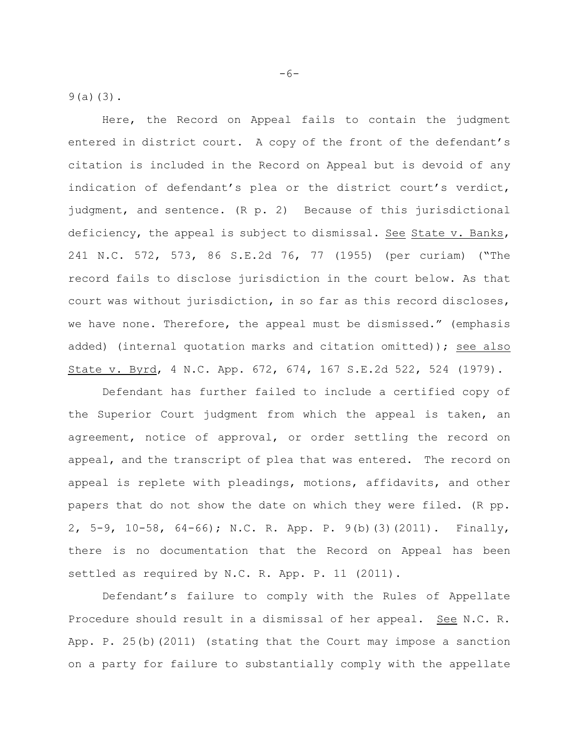9(a)(3).

Here, the Record on Appeal fails to contain the judgment entered in district court. A copy of the front of the defendant's citation is included in the Record on Appeal but is devoid of any indication of defendant's plea or the district court's verdict, judgment, and sentence. (R p. 2) Because of this jurisdictional deficiency, the appeal is subject to dismissal. See State v. Banks, 241 N.C. 572, 573, 86 S.E.2d 76, 77 (1955) (per curiam) ("The record fails to disclose jurisdiction in the court below. As that court was without jurisdiction, in so far as this record discloses, we have none. Therefore, the appeal must be dismissed." (emphasis added) (internal quotation marks and citation omitted)); see also State v. Byrd, 4 N.C. App. 672, 674, 167 S.E.2d 522, 524 (1979).

Defendant has further failed to include a certified copy of the Superior Court judgment from which the appeal is taken, an agreement, notice of approval, or order settling the record on appeal, and the transcript of plea that was entered. The record on appeal is replete with pleadings, motions, affidavits, and other papers that do not show the date on which they were filed. (R pp. 2, 5-9, 10-58, 64-66); N.C. R. App. P. 9(b)(3)(2011). Finally, there is no documentation that the Record on Appeal has been settled as required by N.C. R. App. P. 11 (2011).

Defendant's failure to comply with the Rules of Appellate Procedure should result in a dismissal of her appeal. See N.C. R. App. P. 25(b)(2011) (stating that the Court may impose a sanction on a party for failure to substantially comply with the appellate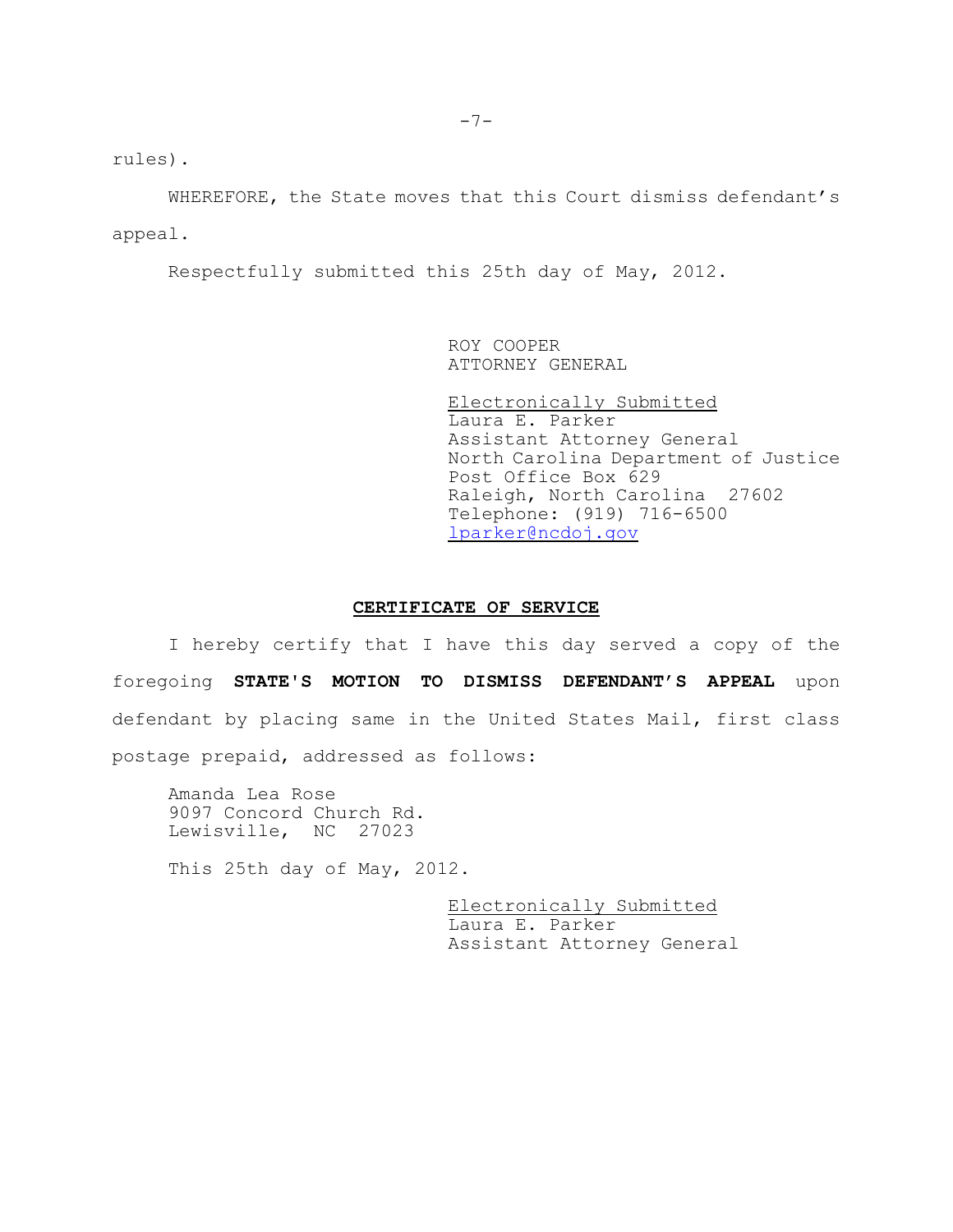rules).

WHEREFORE, the State moves that this Court dismiss defendant's appeal.

Respectfully submitted this 25th day of May, 2012.

ROY COOPER
ATTORNEY GENERAL

Electronically Submitted
Laura E. Parker
Assistant Attorney General
North Carolina Department of Justice
Post Office Box 629
Raleigh, North Carolina 27602
Telephone: (919) 716-6500
lparker@ncdoj.gov

**CERTIFICATE OF SERVICE**

I hereby certify that I have this day served a copy of the foregoing **STATE'S MOTION TO DISMISS DEFENDANT'S APPEAL** upon defendant by placing same in the United States Mail, first class postage prepaid, addressed as follows:

Amanda Lea Rose
9097 Concord Church Rd.
Lewisville, NC 27023

This 25th day of May, 2012.

Electronically Submitted
Laura E. Parker
Assistant Attorney General